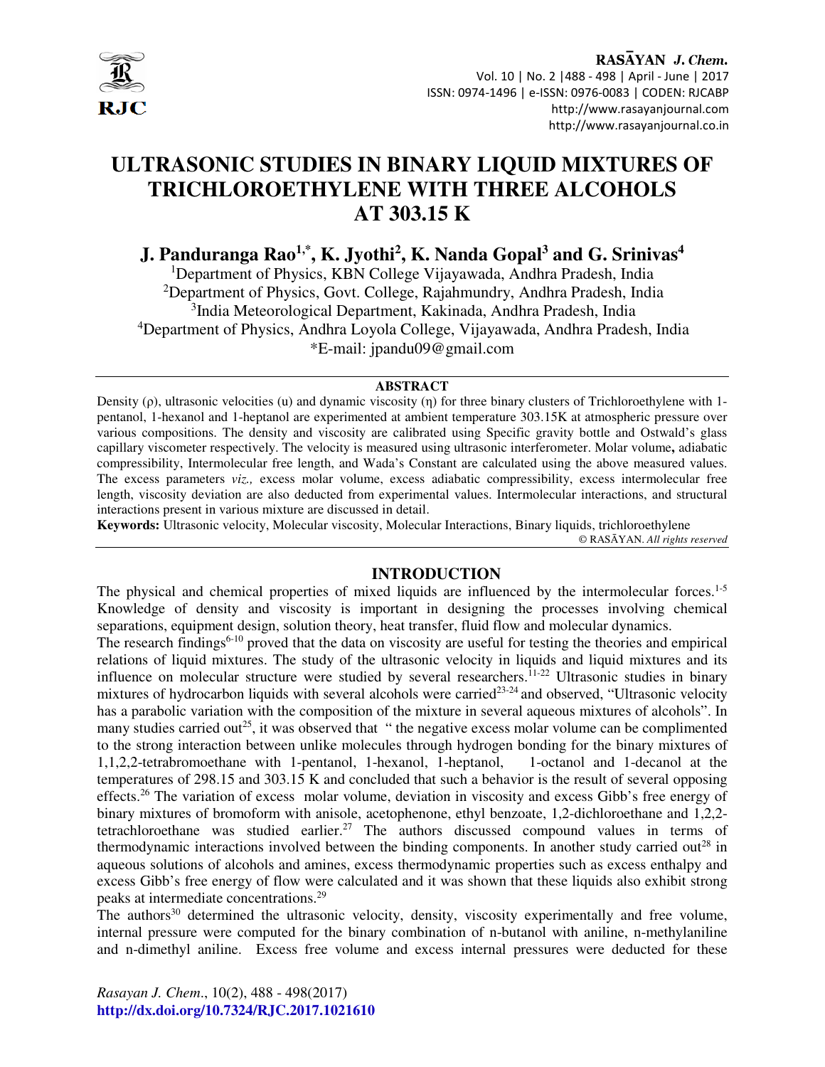# ULTRASONIC STUDIES IN BINARY LIQUID MIXTURES OF TRICHLOROETHYLENE WITH THREE ALCOHOLS AT 303.15 K

## J. Panduranga Rao[1,*], K. Jyothi[2], K. Nanda Gopal[3] and G. Srinivas[4]

[1]Department of Physics, KBN College Vijayawada, Andhra Pradesh, India
[2]Department of Physics, Govt. College, Rajahmundry, Andhra Pradesh, India
[3]India Meteorological Department, Kakinada, Andhra Pradesh, India
[4]Department of Physics, Andhra Loyola College, Vijayawada, Andhra Pradesh, India
*E-mail: jpandu09@gmail.com

### ABSTRACT

Density (ρ), ultrasonic velocities (u) and dynamic viscosity (η) for three binary clusters of Trichloroethylene with 1-pentanol, 1-hexanol and 1-heptanol are experimented at ambient temperature 303.15K at atmospheric pressure over various compositions. The density and viscosity are calibrated using Specific gravity bottle and Ostwald's glass capillary viscometer respectively. The velocity is measured using ultrasonic interferometer. Molar volume**,** adiabatic compressibility, Intermolecular free length, and Wada's Constant are calculated using the above measured values. The excess parameters *viz.,* excess molar volume, excess adiabatic compressibility, excess intermolecular free length, viscosity deviation are also deducted from experimental values. Intermolecular interactions, and structural interactions present in various mixture are discussed in detail.

**Keywords:** Ultrasonic velocity, Molecular viscosity, Molecular Interactions, Binary liquids, trichloroethylene

© RASĀYAN. *All rights reserved*

## INTRODUCTION

The physical and chemical properties of mixed liquids are influenced by the intermolecular forces.[1-5] Knowledge of density and viscosity is important in designing the processes involving chemical separations, equipment design, solution theory, heat transfer, fluid flow and molecular dynamics.

The research findings[6-10] proved that the data on viscosity are useful for testing the theories and empirical relations of liquid mixtures. The study of the ultrasonic velocity in liquids and liquid mixtures and its influence on molecular structure were studied by several researchers.[11-22] Ultrasonic studies in binary mixtures of hydrocarbon liquids with several alcohols were carried[23-24] and observed, "Ultrasonic velocity has a parabolic variation with the composition of the mixture in several aqueous mixtures of alcohols". In many studies carried out[25], it was observed that " the negative excess molar volume can be complimented to the strong interaction between unlike molecules through hydrogen bonding for the binary mixtures of 1,1,2,2-tetrabromoethane with 1-pentanol, 1-hexanol, 1-heptanol, 1-octanol and 1-decanol at the temperatures of 298.15 and 303.15 K and concluded that such a behavior is the result of several opposing effects.[26] The variation of excess molar volume, deviation in viscosity and excess Gibb's free energy of binary mixtures of bromoform with anisole, acetophenone, ethyl benzoate, 1,2-dichloroethane and 1,2,2-tetrachloroethane was studied earlier.[27] The authors discussed compound values in terms of thermodynamic interactions involved between the binding components. In another study carried out[28] in aqueous solutions of alcohols and amines, excess thermodynamic properties such as excess enthalpy and excess Gibb's free energy of flow were calculated and it was shown that these liquids also exhibit strong peaks at intermediate concentrations.[29]

The authors[30] determined the ultrasonic velocity, density, viscosity experimentally and free volume, internal pressure were computed for the binary combination of n-butanol with aniline, n-methylaniline and n-dimethyl aniline. Excess free volume and excess internal pressures were deducted for these

*Rasayan J. Chem*., 10(2), 488 - 498(2017)
http://dx.doi.org/10.7324/RJC.2017.1021610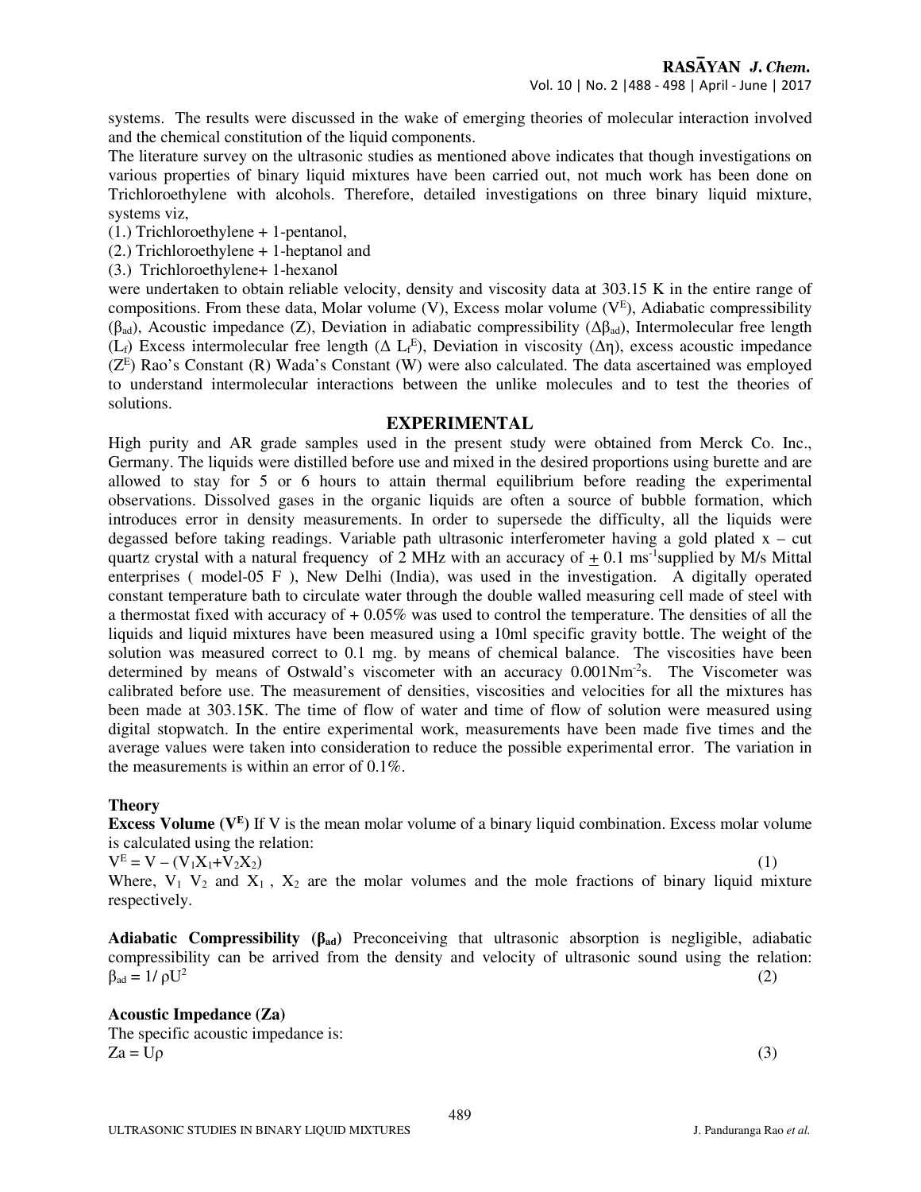systems. The results were discussed in the wake of emerging theories of molecular interaction involved and the chemical constitution of the liquid components.

The literature survey on the ultrasonic studies as mentioned above indicates that though investigations on various properties of binary liquid mixtures have been carried out, not much work has been done on Trichloroethylene with alcohols. Therefore, detailed investigations on three binary liquid mixture, systems viz,

(1.) Trichloroethylene + 1-pentanol,

(2.) Trichloroethylene + 1-heptanol and

(3.) Trichloroethylene+ 1-hexanol

were undertaken to obtain reliable velocity, density and viscosity data at 303.15 K in the entire range of compositions. From these data, Molar volume (V), Excess molar volume ($V^E$), Adiabatic compressibility ($\beta_{ad}$), Acoustic impedance (Z), Deviation in adiabatic compressibility ($\Delta\beta_{ad}$), Intermolecular free length ($L_f$) Excess intermolecular free length ($\Delta L_f^E$), Deviation in viscosity ($\Delta\eta$), excess acoustic impedance ($Z^E$) Rao's Constant (R) Wada's Constant (W) were also calculated. The data ascertained was employed to understand intermolecular interactions between the unlike molecules and to test the theories of solutions.

## EXPERIMENTAL

High purity and AR grade samples used in the present study were obtained from Merck Co. Inc., Germany. The liquids were distilled before use and mixed in the desired proportions using burette and are allowed to stay for 5 or 6 hours to attain thermal equilibrium before reading the experimental observations. Dissolved gases in the organic liquids are often a source of bubble formation, which introduces error in density measurements. In order to supersede the difficulty, all the liquids were degassed before taking readings. Variable path ultrasonic interferometer having a gold plated x – cut quartz crystal with a natural frequency of 2 MHz with an accuracy of $\pm$ 0.1 $ms^{-1}$supplied by M/s Mittal enterprises ( model-05 F ), New Delhi (India), was used in the investigation. A digitally operated constant temperature bath to circulate water through the double walled measuring cell made of steel with a thermostat fixed with accuracy of + 0.05% was used to control the temperature. The densities of all the liquids and liquid mixtures have been measured using a 10ml specific gravity bottle. The weight of the solution was measured correct to 0.1 mg. by means of chemical balance. The viscosities have been determined by means of Ostwald's viscometer with an accuracy 0.001$Nm^{-2}$s. The Viscometer was calibrated before use. The measurement of densities, viscosities and velocities for all the mixtures has been made at 303.15K. The time of flow of water and time of flow of solution were measured using digital stopwatch. In the entire experimental work, measurements have been made five times and the average values were taken into consideration to reduce the possible experimental error. The variation in the measurements is within an error of 0.1%.

### Theory

**Excess Volume ($V^E$)** If V is the mean molar volume of a binary liquid combination. Excess molar volume is calculated using the relation:

$$V^E = V - (V_1X_1+V_2X_2) \quad (1)$$

Where, $V_1$ $V_2$ and $X_1$ , $X_2$ are the molar volumes and the mole fractions of binary liquid mixture respectively.

**Adiabatic Compressibility ($\beta_{ad}$)** Preconceiving that ultrasonic absorption is negligible, adiabatic compressibility can be arrived from the density and velocity of ultrasonic sound using the relation:

$$\beta_{ad} = 1/\rho U^2 \quad (2)$$

**Acoustic Impedance (Za)**

The specific acoustic impedance is:

$$Za = U\rho \quad (3)$$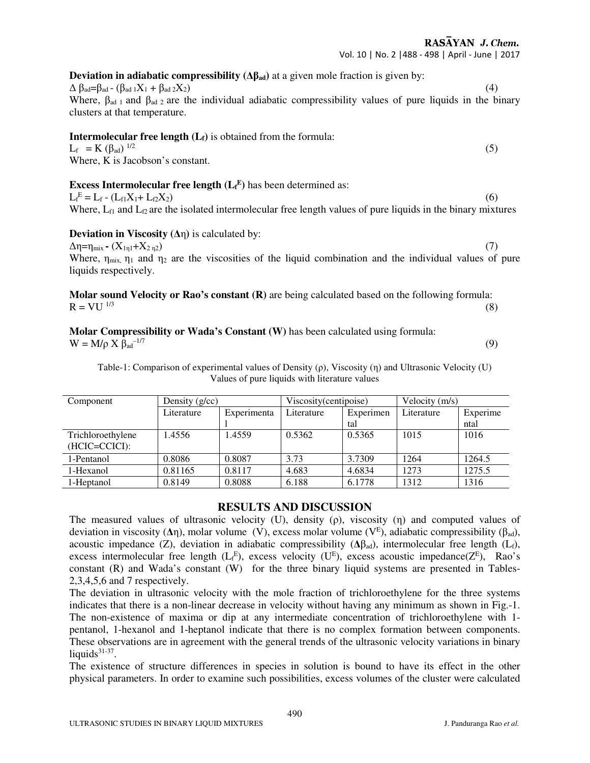**Deviation in adiabatic compressibility ($\Delta\beta_{ad}$)** at a given mole fraction is given by:

$$\Delta \beta_{ad}=\beta_{ad} - (\beta_{ad\,1}X_1 + \beta_{ad\,2}X_2) \quad (4)$$

Where, $\beta_{ad\,1}$ and $\beta_{ad\,2}$ are the individual adiabatic compressibility values of pure liquids in the binary clusters at that temperature.

**Intermolecular free length ($L_f$)** is obtained from the formula:

$$L_f = K (\beta_{ad})^{1/2} \quad (5)$$

Where, K is Jacobson's constant.

**Excess Intermolecular free length ($L_f^E$)** has been determined as:

$$L_f^E = L_f - (L_{f1}X_1 + L_{f2}X_2) \quad (6)$$

Where, $L_{f1}$ and $L_{f2}$ are the isolated intermolecular free length values of pure liquids in the binary mixtures

**Deviation in Viscosity ($\Delta\eta$)** is calculated by:

$$\Delta\eta=\eta_{mix} - (X_1\eta_1+X_2\eta_2) \quad (7)$$

Where, $\eta_{mix}$, $\eta_1$ and $\eta_2$ are the viscosities of the liquid combination and the individual values of pure liquids respectively.

**Molar sound Velocity or Rao's constant (R)** are being calculated based on the following formula:

$$R = VU^{1/3} \quad (8)$$

**Molar Compressibility or Wada's Constant (W)** has been calculated using formula:

$$W = M/\rho \ X \ \beta_{ad}^{-1/7} \quad (9)$$

Table-1: Comparison of experimental values of Density (ρ), Viscosity (η) and Ultrasonic Velocity (U) Values of pure liquids with literature values

| Component | Density (g/cc) | | Viscosity(centipoise) | | Velocity (m/s) | |
|---|---|---|---|---|---|---|
| | Literature | Experimental | Literature | Experimental | Literature | Experimental |
| Trichloroethylene (HClC=CClCl): | 1.4556 | 1.4559 | 0.5362 | 0.5365 | 1015 | 1016 |
| 1-Pentanol | 0.8086 | 0.8087 | 3.73 | 3.7309 | 1264 | 1264.5 |
| 1-Hexanol | 0.81165 | 0.8117 | 4.683 | 4.6834 | 1273 | 1275.5 |
| 1-Heptanol | 0.8149 | 0.8088 | 6.188 | 6.1778 | 1312 | 1316 |

## RESULTS AND DISCUSSION

The measured values of ultrasonic velocity (U), density (ρ), viscosity (η) and computed values of deviation in viscosity (**Δ**η), molar volume (V), excess molar volume ($V^E$), adiabatic compressibility ($\beta_{ad}$), acoustic impedance (Z), deviation in adiabatic compressibility (**Δ**$\beta_{ad}$), intermolecular free length ($L_f$), excess intermolecular free length ($L_f^E$), excess velocity ($U^E$), excess acoustic impedance($Z^E$), Rao's constant (R) and Wada's constant (W) for the three binary liquid systems are presented in Tables-2,3,4,5,6 and 7 respectively.

The deviation in ultrasonic velocity with the mole fraction of trichloroethylene for the three systems indicates that there is a non-linear decrease in velocity without having any minimum as shown in Fig.-1. The non-existence of maxima or dip at any intermediate concentration of trichloroethylene with 1-pentanol, 1-hexanol and 1-heptanol indicate that there is no complex formation between components. These observations are in agreement with the general trends of the ultrasonic velocity variations in binary liquids[31-37].

The existence of structure differences in species in solution is bound to have its effect in the other physical parameters. In order to examine such possibilities, excess volumes of the cluster were calculated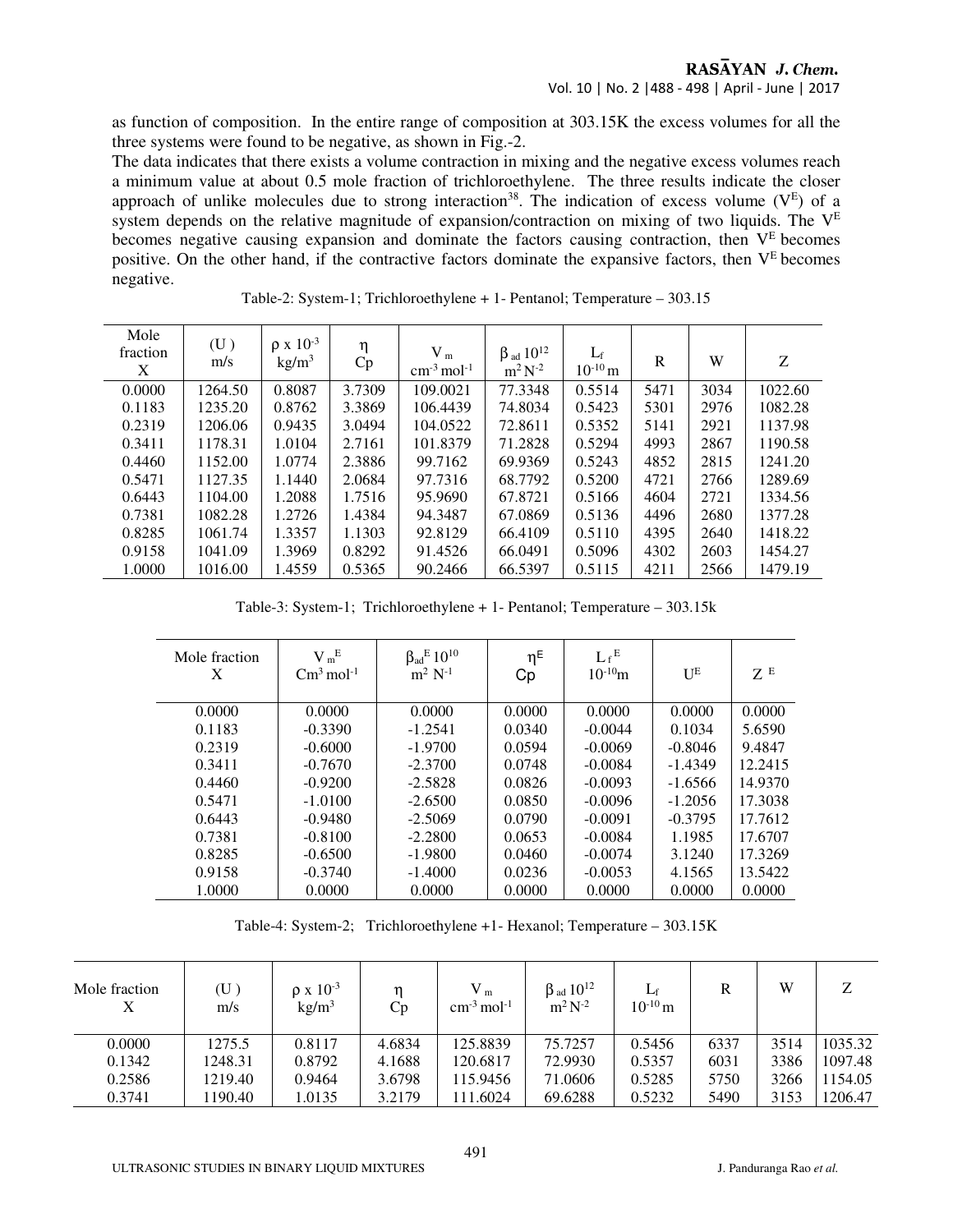as function of composition. In the entire range of composition at 303.15K the excess volumes for all the three systems were found to be negative, as shown in Fig.-2.

The data indicates that there exists a volume contraction in mixing and the negative excess volumes reach a minimum value at about 0.5 mole fraction of trichloroethylene. The three results indicate the closer approach of unlike molecules due to strong interaction[38]. The indication of excess volume ($V^E$) of a system depends on the relative magnitude of expansion/contraction on mixing of two liquids. The $V^E$ becomes negative causing expansion and dominate the factors causing contraction, then $V^E$ becomes positive. On the other hand, if the contractive factors dominate the expansive factors, then $V^E$ becomes negative.

Table-2: System-1; Trichloroethylene + 1- Pentanol; Temperature – 303.15

| Mole fraction X | (U) m/s | $\rho$ x $10^{-3}$ kg/m$^3$ | $\eta$ Cp | $V_m$ cm$^{-3}$ mol$^{-1}$ | $\beta_{ad}$ $10^{12}$ m$^2$ N$^{-2}$ | $L_f$ $10^{-10}$ m | R | W | Z |
|---|---|---|---|---|---|---|---|---|---|
| 0.0000 | 1264.50 | 0.8087 | 3.7309 | 109.0021 | 77.3348 | 0.5514 | 5471 | 3034 | 1022.60 |
| 0.1183 | 1235.20 | 0.8762 | 3.3869 | 106.4439 | 74.8034 | 0.5423 | 5301 | 2976 | 1082.28 |
| 0.2319 | 1206.06 | 0.9435 | 3.0494 | 104.0522 | 72.8611 | 0.5352 | 5141 | 2921 | 1137.98 |
| 0.3411 | 1178.31 | 1.0104 | 2.7161 | 101.8379 | 71.2828 | 0.5294 | 4993 | 2867 | 1190.58 |
| 0.4460 | 1152.00 | 1.0774 | 2.3886 | 99.7162 | 69.9369 | 0.5243 | 4852 | 2815 | 1241.20 |
| 0.5471 | 1127.35 | 1.1440 | 2.0684 | 97.7316 | 68.7792 | 0.5200 | 4721 | 2766 | 1289.69 |
| 0.6443 | 1104.00 | 1.2088 | 1.7516 | 95.9690 | 67.8721 | 0.5166 | 4604 | 2721 | 1334.56 |
| 0.7381 | 1082.28 | 1.2726 | 1.4384 | 94.3487 | 67.0869 | 0.5136 | 4496 | 2680 | 1377.28 |
| 0.8285 | 1061.74 | 1.3357 | 1.1303 | 92.8129 | 66.4109 | 0.5110 | 4395 | 2640 | 1418.22 |
| 0.9158 | 1041.09 | 1.3969 | 0.8292 | 91.4526 | 66.0491 | 0.5096 | 4302 | 2603 | 1454.27 |
| 1.0000 | 1016.00 | 1.4559 | 0.5365 | 90.2466 | 66.5397 | 0.5115 | 4211 | 2566 | 1479.19 |

Table-3: System-1; Trichloroethylene + 1- Pentanol; Temperature – 303.15k

| Mole fraction X | $V_m^E$ Cm$^3$ mol$^{-1}$ | $\beta_{ad}^E$ $10^{10}$ m$^2$ N$^{-1}$ | $\eta^E$ Cp | $L_f^E$ $10^{-10}$m | $U^E$ | $Z^E$ |
|---|---|---|---|---|---|---|
| 0.0000 | 0.0000 | 0.0000 | 0.0000 | 0.0000 | 0.0000 | 0.0000 |
| 0.1183 | -0.3390 | -1.2541 | 0.0340 | -0.0044 | 0.1034 | 5.6590 |
| 0.2319 | -0.6000 | -1.9700 | 0.0594 | -0.0069 | -0.8046 | 9.4847 |
| 0.3411 | -0.7670 | -2.3700 | 0.0748 | -0.0084 | -1.4349 | 12.2415 |
| 0.4460 | -0.9200 | -2.5828 | 0.0826 | -0.0093 | -1.6566 | 14.9370 |
| 0.5471 | -1.0100 | -2.6500 | 0.0850 | -0.0096 | -1.2056 | 17.3038 |
| 0.6443 | -0.9480 | -2.5069 | 0.0790 | -0.0091 | -0.3795 | 17.7612 |
| 0.7381 | -0.8100 | -2.2800 | 0.0653 | -0.0084 | 1.1985 | 17.6707 |
| 0.8285 | -0.6500 | -1.9800 | 0.0460 | -0.0074 | 3.1240 | 17.3269 |
| 0.9158 | -0.3740 | -1.4000 | 0.0236 | -0.0053 | 4.1565 | 13.5422 |
| 1.0000 | 0.0000 | 0.0000 | 0.0000 | 0.0000 | 0.0000 | 0.0000 |

Table-4: System-2; Trichloroethylene +1- Hexanol; Temperature – 303.15K

| Mole fraction X | (U) m/s | $\rho$ x $10^{-3}$ kg/m$^3$ | $\eta$ Cp | $V_m$ cm$^{-3}$ mol$^{-1}$ | $\beta_{ad}$ $10^{12}$ m$^2$ N$^{-2}$ | $L_f$ $10^{-10}$ m | R | W | Z |
|---|---|---|---|---|---|---|---|---|---|
| 0.0000 | 1275.5 | 0.8117 | 4.6834 | 125.8839 | 75.7257 | 0.5456 | 6337 | 3514 | 1035.32 |
| 0.1342 | 1248.31 | 0.8792 | 4.1688 | 120.6817 | 72.9930 | 0.5357 | 6031 | 3386 | 1097.48 |
| 0.2586 | 1219.40 | 0.9464 | 3.6798 | 115.9456 | 71.0606 | 0.5285 | 5750 | 3266 | 1154.05 |
| 0.3741 | 1190.40 | 1.0135 | 3.2179 | 111.6024 | 69.6288 | 0.5232 | 5490 | 3153 | 1206.47 |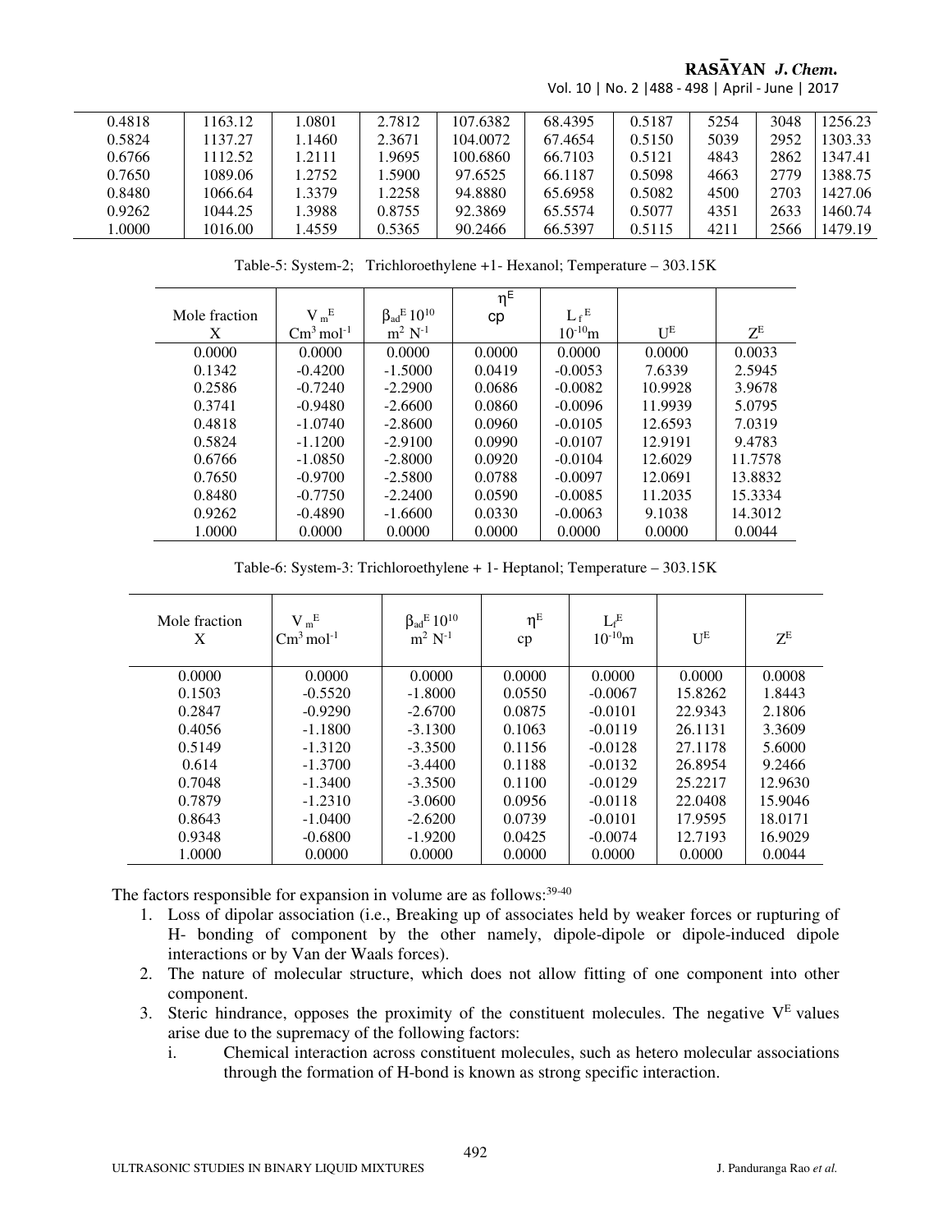| | | | | | | | | | |
|---|---|---|---|---|---|---|---|---|---|
| 0.4818 | 1163.12 | 1.0801 | 2.7812 | 107.6382 | 68.4395 | 0.5187 | 5254 | 3048 | 1256.23 |
| 0.5824 | 1137.27 | 1.1460 | 2.3671 | 104.0072 | 67.4654 | 0.5150 | 5039 | 2952 | 1303.33 |
| 0.6766 | 1112.52 | 1.2111 | 1.9695 | 100.6860 | 66.7103 | 0.5121 | 4843 | 2862 | 1347.41 |
| 0.7650 | 1089.06 | 1.2752 | 1.5900 | 97.6525 | 66.1187 | 0.5098 | 4663 | 2779 | 1388.75 |
| 0.8480 | 1066.64 | 1.3379 | 1.2258 | 94.8880 | 65.6958 | 0.5082 | 4500 | 2703 | 1427.06 |
| 0.9262 | 1044.25 | 1.3988 | 0.8755 | 92.3869 | 65.5574 | 0.5077 | 4351 | 2633 | 1460.74 |
| 1.0000 | 1016.00 | 1.4559 | 0.5365 | 90.2466 | 66.5397 | 0.5115 | 4211 | 2566 | 1479.19 |

Table-5: System-2; Trichloroethylene +1- Hexanol; Temperature – 303.15K

| Mole fraction X | $V_m^E$ $Cm^3 mol^{-1}$ | $\beta_{ad}^E 10^{10}$ $m^2 N^{-1}$ | $\eta^E$ cp | $L_f^E$ $10^{-10}m$ | $U^E$ | $Z^E$ |
|---|---|---|---|---|---|---|
| 0.0000 | 0.0000 | 0.0000 | 0.0000 | 0.0000 | 0.0000 | 0.0033 |
| 0.1342 | -0.4200 | -1.5000 | 0.0419 | -0.0053 | 7.6339 | 2.5945 |
| 0.2586 | -0.7240 | -2.2900 | 0.0686 | -0.0082 | 10.9928 | 3.9678 |
| 0.3741 | -0.9480 | -2.6600 | 0.0860 | -0.0096 | 11.9939 | 5.0795 |
| 0.4818 | -1.0740 | -2.8600 | 0.0960 | -0.0105 | 12.6593 | 7.0319 |
| 0.5824 | -1.1200 | -2.9100 | 0.0990 | -0.0107 | 12.9191 | 9.4783 |
| 0.6766 | -1.0850 | -2.8000 | 0.0920 | -0.0104 | 12.6029 | 11.7578 |
| 0.7650 | -0.9700 | -2.5800 | 0.0788 | -0.0097 | 12.0691 | 13.8832 |
| 0.8480 | -0.7750 | -2.2400 | 0.0590 | -0.0085 | 11.2035 | 15.3334 |
| 0.9262 | -0.4890 | -1.6600 | 0.0330 | -0.0063 | 9.1038 | 14.3012 |
| 1.0000 | 0.0000 | 0.0000 | 0.0000 | 0.0000 | 0.0000 | 0.0044 |

Table-6: System-3: Trichloroethylene + 1- Heptanol; Temperature – 303.15K

| Mole fraction X | $V_m^E$ $Cm^3 mol^{-1}$ | $\beta_{ad}^E 10^{10}$ $m^2 N^{-1}$ | $\eta^E$ cp | $L_f^E$ $10^{-10}m$ | $U^E$ | $Z^E$ |
|---|---|---|---|---|---|---|
| 0.0000 | 0.0000 | 0.0000 | 0.0000 | 0.0000 | 0.0000 | 0.0008 |
| 0.1503 | -0.5520 | -1.8000 | 0.0550 | -0.0067 | 15.8262 | 1.8443 |
| 0.2847 | -0.9290 | -2.6700 | 0.0875 | -0.0101 | 22.9343 | 2.1806 |
| 0.4056 | -1.1800 | -3.1300 | 0.1063 | -0.0119 | 26.1131 | 3.3609 |
| 0.5149 | -1.3120 | -3.3500 | 0.1156 | -0.0128 | 27.1178 | 5.6000 |
| 0.614 | -1.3700 | -3.4400 | 0.1188 | -0.0132 | 26.8954 | 9.2466 |
| 0.7048 | -1.3400 | -3.3500 | 0.1100 | -0.0129 | 25.2217 | 12.9630 |
| 0.7879 | -1.2310 | -3.0600 | 0.0956 | -0.0118 | 22.0408 | 15.9046 |
| 0.8643 | -1.0400 | -2.6200 | 0.0739 | -0.0101 | 17.9595 | 18.0171 |
| 0.9348 | -0.6800 | -1.9200 | 0.0425 | -0.0074 | 12.7193 | 16.9029 |
| 1.0000 | 0.0000 | 0.0000 | 0.0000 | 0.0000 | 0.0000 | 0.0044 |

The factors responsible for expansion in volume are as follows:[39-40]

1. Loss of dipolar association (i.e., Breaking up of associates held by weaker forces or rupturing of H- bonding of component by the other namely, dipole-dipole or dipole-induced dipole interactions or by Van der Waals forces).
2. The nature of molecular structure, which does not allow fitting of one component into other component.
3. Steric hindrance, opposes the proximity of the constituent molecules. The negative $V^E$ values arise due to the supremacy of the following factors:
   i. Chemical interaction across constituent molecules, such as hetero molecular associations through the formation of H-bond is known as strong specific interaction.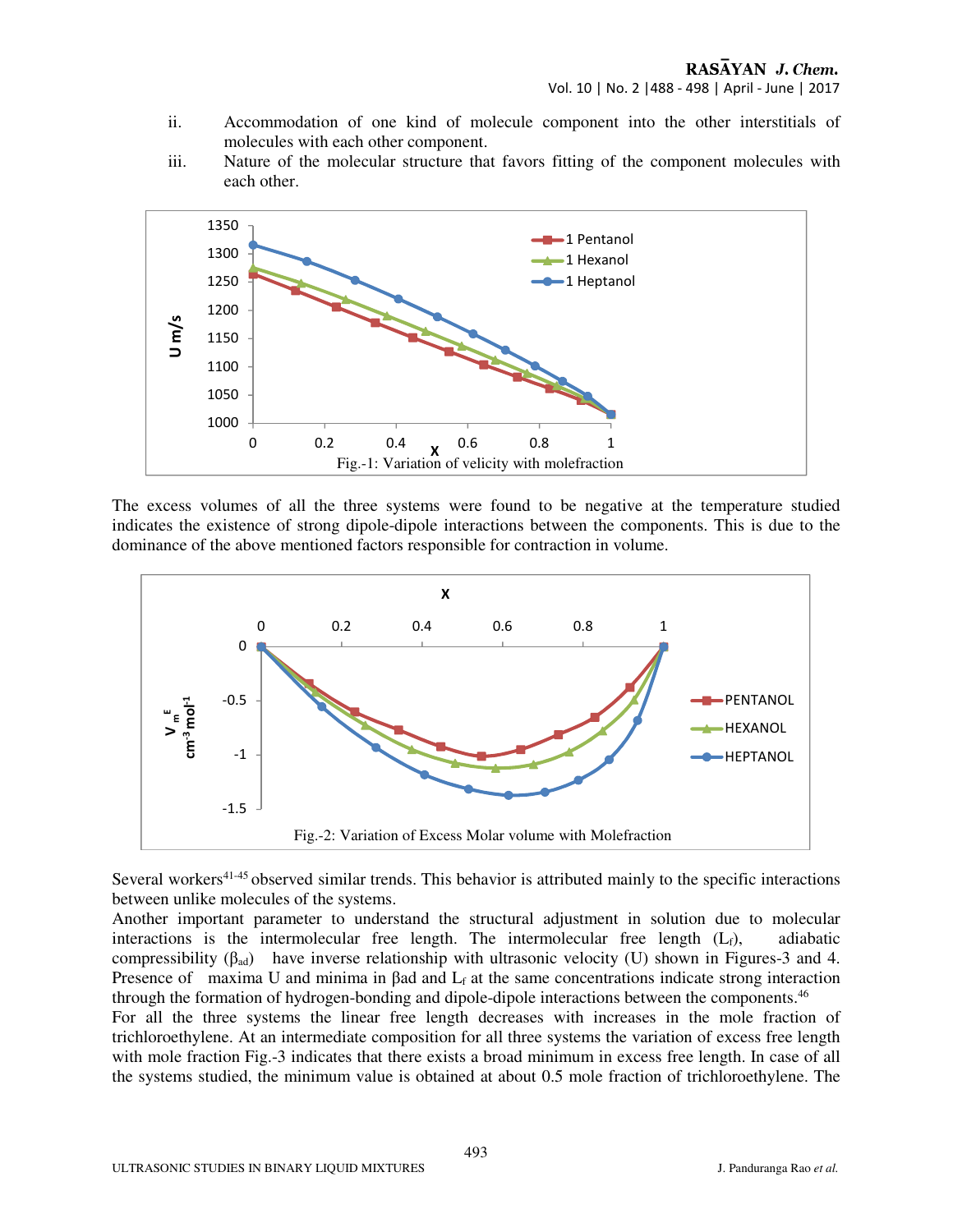ii. Accommodation of one kind of molecule component into the other interstitials of molecules with each other component.

iii. Nature of the molecular structure that favors fitting of the component molecules with each other.

1350
1300
1250
1200
1150
1100
1050
1000
U m/s
0
0.2
0.4
0.6
0.8
1
X
1 Pentanol
1 Hexanol
1 Heptanol

Fig.-1: Variation of velicity with molefraction

The excess volumes of all the three systems were found to be negative at the temperature studied indicates the existence of strong dipole-dipole interactions between the components. This is due to the dominance of the above mentioned factors responsible for contraction in volume.

X
0
0.2
0.4
0.6
0.8
1
0
-0.5
-1
-1.5
$V_m^E$ $cm^3 mol^{-1}$
PENTANOL
HEXANOL
HEPTANOL

Fig.-2: Variation of Excess Molar volume with Molefraction

Several workers[41-45] observed similar trends. This behavior is attributed mainly to the specific interactions between unlike molecules of the systems.

Another important parameter to understand the structural adjustment in solution due to molecular interactions is the intermolecular free length. The intermolecular free length ($L_f$), adiabatic compressibility ($\beta_{ad}$) have inverse relationship with ultrasonic velocity (U) shown in Figures-3 and 4. Presence of maxima U and minima in βad and $L_f$ at the same concentrations indicate strong interaction through the formation of hydrogen-bonding and dipole-dipole interactions between the components.[46]

For all the three systems the linear free length decreases with increases in the mole fraction of trichloroethylene. At an intermediate composition for all three systems the variation of excess free length with mole fraction Fig.-3 indicates that there exists a broad minimum in excess free length. In case of all the systems studied, the minimum value is obtained at about 0.5 mole fraction of trichloroethylene. The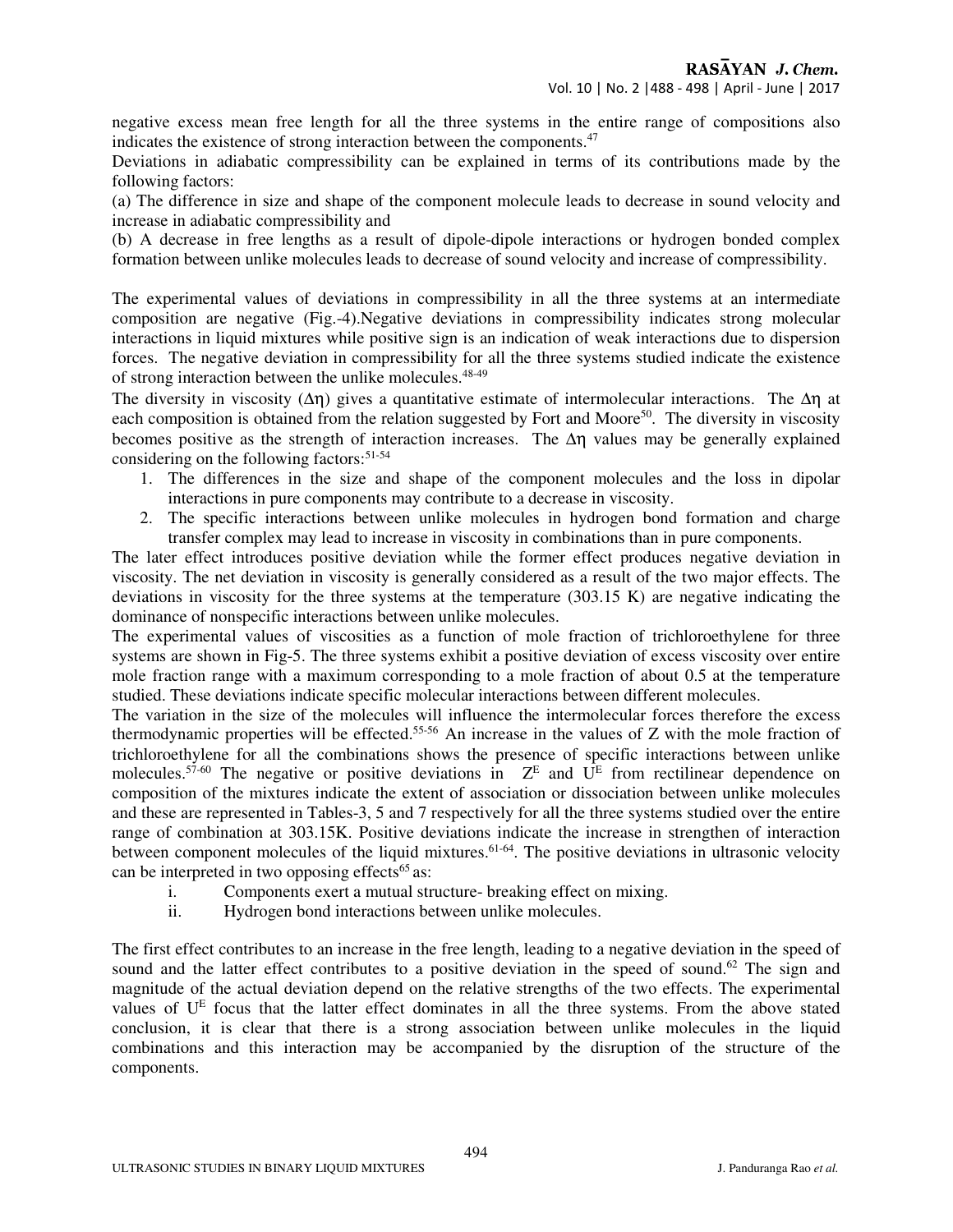negative excess mean free length for all the three systems in the entire range of compositions also indicates the existence of strong interaction between the components.[47]

Deviations in adiabatic compressibility can be explained in terms of its contributions made by the following factors:

(a) The difference in size and shape of the component molecule leads to decrease in sound velocity and increase in adiabatic compressibility and

(b) A decrease in free lengths as a result of dipole-dipole interactions or hydrogen bonded complex formation between unlike molecules leads to decrease of sound velocity and increase of compressibility.

The experimental values of deviations in compressibility in all the three systems at an intermediate composition are negative (Fig.-4).Negative deviations in compressibility indicates strong molecular interactions in liquid mixtures while positive sign is an indication of weak interactions due to dispersion forces. The negative deviation in compressibility for all the three systems studied indicate the existence of strong interaction between the unlike molecules.[48-49]

The diversity in viscosity ($\Delta\eta$) gives a quantitative estimate of intermolecular interactions. The $\Delta\eta$ at each composition is obtained from the relation suggested by Fort and Moore[50]. The diversity in viscosity becomes positive as the strength of interaction increases. The $\Delta\eta$ values may be generally explained considering on the following factors:[51-54]

1. The differences in the size and shape of the component molecules and the loss in dipolar interactions in pure components may contribute to a decrease in viscosity.
2. The specific interactions between unlike molecules in hydrogen bond formation and charge transfer complex may lead to increase in viscosity in combinations than in pure components.

The later effect introduces positive deviation while the former effect produces negative deviation in viscosity. The net deviation in viscosity is generally considered as a result of the two major effects. The deviations in viscosity for the three systems at the temperature (303.15 K) are negative indicating the dominance of nonspecific interactions between unlike molecules.

The experimental values of viscosities as a function of mole fraction of trichloroethylene for three systems are shown in Fig-5. The three systems exhibit a positive deviation of excess viscosity over entire mole fraction range with a maximum corresponding to a mole fraction of about 0.5 at the temperature studied. These deviations indicate specific molecular interactions between different molecules.

The variation in the size of the molecules will influence the intermolecular forces therefore the excess thermodynamic properties will be effected.[55-56] An increase in the values of Z with the mole fraction of trichloroethylene for all the combinations shows the presence of specific interactions between unlike molecules.[57-60] The negative or positive deviations in $Z^E$ and $U^E$ from rectilinear dependence on composition of the mixtures indicate the extent of association or dissociation between unlike molecules and these are represented in Tables-3, 5 and 7 respectively for all the three systems studied over the entire range of combination at 303.15K. Positive deviations indicate the increase in strengthen of interaction between component molecules of the liquid mixtures.[61-64]. The positive deviations in ultrasonic velocity can be interpreted in two opposing effects[65] as:

i. Components exert a mutual structure- breaking effect on mixing.
ii. Hydrogen bond interactions between unlike molecules.

The first effect contributes to an increase in the free length, leading to a negative deviation in the speed of sound and the latter effect contributes to a positive deviation in the speed of sound.[62] The sign and magnitude of the actual deviation depend on the relative strengths of the two effects. The experimental values of $U^E$ focus that the latter effect dominates in all the three systems. From the above stated conclusion, it is clear that there is a strong association between unlike molecules in the liquid combinations and this interaction may be accompanied by the disruption of the structure of the components.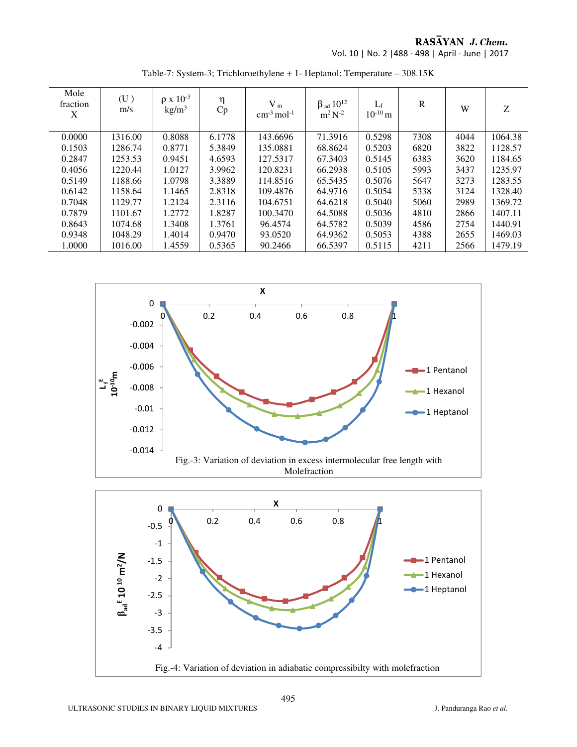Table-7: System-3; Trichloroethylene + 1- Heptanol; Temperature – 308.15K

| Mole fraction X | (U) m/s | $\rho \times 10^{-3}$ kg/m$^3$ | $\eta$ Cp | $V_m$ cm$^{-3}$ mol$^{-1}$ | $\beta_{ad}$ $10^{12}$ m$^2$ N$^{-2}$ | $L_f$ $10^{-10}$ m | R | W | Z |
|---|---|---|---|---|---|---|---|---|---|
| 0.0000 | 1316.00 | 0.8088 | 6.1778 | 143.6696 | 71.3916 | 0.5298 | 7308 | 4044 | 1064.38 |
| 0.1503 | 1286.74 | 0.8771 | 5.3849 | 135.0881 | 68.8624 | 0.5203 | 6820 | 3822 | 1128.57 |
| 0.2847 | 1253.53 | 0.9451 | 4.6593 | 127.5317 | 67.3403 | 0.5145 | 6383 | 3620 | 1184.65 |
| 0.4056 | 1220.44 | 1.0127 | 3.9962 | 120.8231 | 66.2938 | 0.5105 | 5993 | 3437 | 1235.97 |
| 0.5149 | 1188.66 | 1.0798 | 3.3889 | 114.8516 | 65.5435 | 0.5076 | 5647 | 3273 | 1283.55 |
| 0.6142 | 1158.64 | 1.1465 | 2.8318 | 109.4876 | 64.9716 | 0.5054 | 5338 | 3124 | 1328.40 |
| 0.7048 | 1129.77 | 1.2124 | 2.3116 | 104.6751 | 64.6218 | 0.5040 | 5060 | 2989 | 1369.72 |
| 0.7879 | 1101.67 | 1.2772 | 1.8287 | 100.3470 | 64.5088 | 0.5036 | 4810 | 2866 | 1407.11 |
| 0.8643 | 1074.68 | 1.3408 | 1.3761 | 96.4574 | 64.5782 | 0.5039 | 4586 | 2754 | 1440.91 |
| 0.9348 | 1048.29 | 1.4014 | 0.9470 | 93.0520 | 64.9362 | 0.5053 | 4388 | 2655 | 1469.03 |
| 1.0000 | 1016.00 | 1.4559 | 0.5365 | 90.2466 | 66.5397 | 0.5115 | 4211 | 2566 | 1479.19 |

X

0 0.2 0.4 0.6 0.8 1

0 -0.002 -0.004 -0.006 -0.008 -0.01 -0.012 -0.014

$L_f^E$ $10^{-10}$m

1 Pentanol
1 Hexanol
1 Heptanol

Fig.-3: Variation of deviation in excess intermolecular free length with Molefraction

X

0 0.2 0.4 0.6 0.8 1

0 -0.5 -1 -1.5 -2 -2.5 -3 -3.5 -4

$\beta_{ad}^E$ $10^{10}$ m$^2$/N

1 Pentanol
1 Hexanol
1 Heptanol

Fig.-4: Variation of deviation in adiabatic compressibilty with molefraction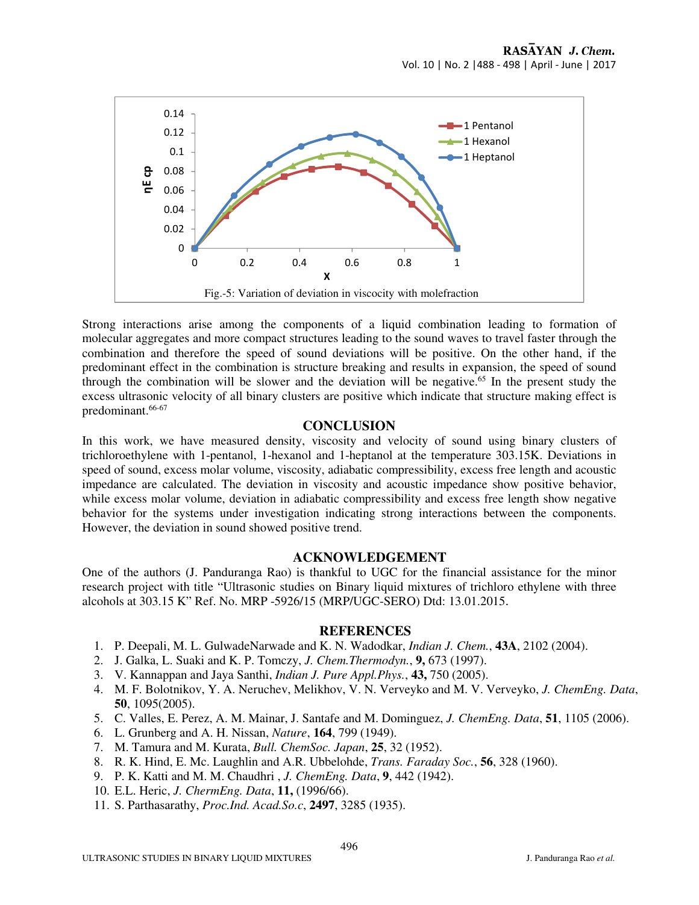0.14
0.12
0.1
0.08
0.06
0.04
0.02
0

ηE cp

0
0.2
0.4
0.6
0.8
1

X

1 Pentanol
1 Hexanol
1 Heptanol

Fig.-5: Variation of deviation in viscocity with molefraction

Strong interactions arise among the components of a liquid combination leading to formation of molecular aggregates and more compact structures leading to the sound waves to travel faster through the combination and therefore the speed of sound deviations will be positive. On the other hand, if the predominant effect in the combination is structure breaking and results in expansion, the speed of sound through the combination will be slower and the deviation will be negative.[65] In the present study the excess ultrasonic velocity of all binary clusters are positive which indicate that structure making effect is predominant.[66-67]

## CONCLUSION

In this work, we have measured density, viscosity and velocity of sound using binary clusters of trichloroethylene with 1-pentanol, 1-hexanol and 1-heptanol at the temperature 303.15K. Deviations in speed of sound, excess molar volume, viscosity, adiabatic compressibility, excess free length and acoustic impedance are calculated. The deviation in viscosity and acoustic impedance show positive behavior, while excess molar volume, deviation in adiabatic compressibility and excess free length show negative behavior for the systems under investigation indicating strong interactions between the components. However, the deviation in sound showed positive trend.

## ACKNOWLEDGEMENT

One of the authors (J. Panduranga Rao) is thankful to UGC for the financial assistance for the minor research project with title "Ultrasonic studies on Binary liquid mixtures of trichloro ethylene with three alcohols at 303.15 K" Ref. No. MRP -5926/15 (MRP/UGC-SERO) Dtd: 13.01.2015.

## REFERENCES

1. P. Deepali, M. L. GulwadeNarwade and K. N. Wadodkar, *Indian J. Chem.*, **43A**, 2102 (2004).
2. J. Galka, L. Suaki and K. P. Tomczy, *J. Chem.Thermodyn.*, **9,** 673 (1997).
3. V. Kannappan and Jaya Santhi, *Indian J. Pure Appl.Phys.*, **43,** 750 (2005).
4. M. F. Bolotnikov, Y. A. Neruchev, Melikhov, V. N. Verveyko and M. V. Verveyko, *J. ChemEng. Data*, **50**, 1095(2005).
5. C. Valles, E. Perez, A. M. Mainar, J. Santafe and M. Dominguez, *J. ChemEng. Data*, **51**, 1105 (2006).
6. L. Grunberg and A. H. Nissan, *Nature*, **164**, 799 (1949).
7. M. Tamura and M. Kurata, *Bull. ChemSoc. Japan*, **25**, 32 (1952).
8. R. K. Hind, E. Mc. Laughlin and A.R. Ubbelohde, *Trans. Faraday Soc.*, **56**, 328 (1960).
9. P. K. Katti and M. M. Chaudhri , *J. ChemEng. Data*, **9**, 442 (1942).
10. E.L. Heric, *J. ChermEng. Data*, **11,** (1996/66).
11. S. Parthasarathy, *Proc.Ind. Acad.So.c*, **2497**, 3285 (1935).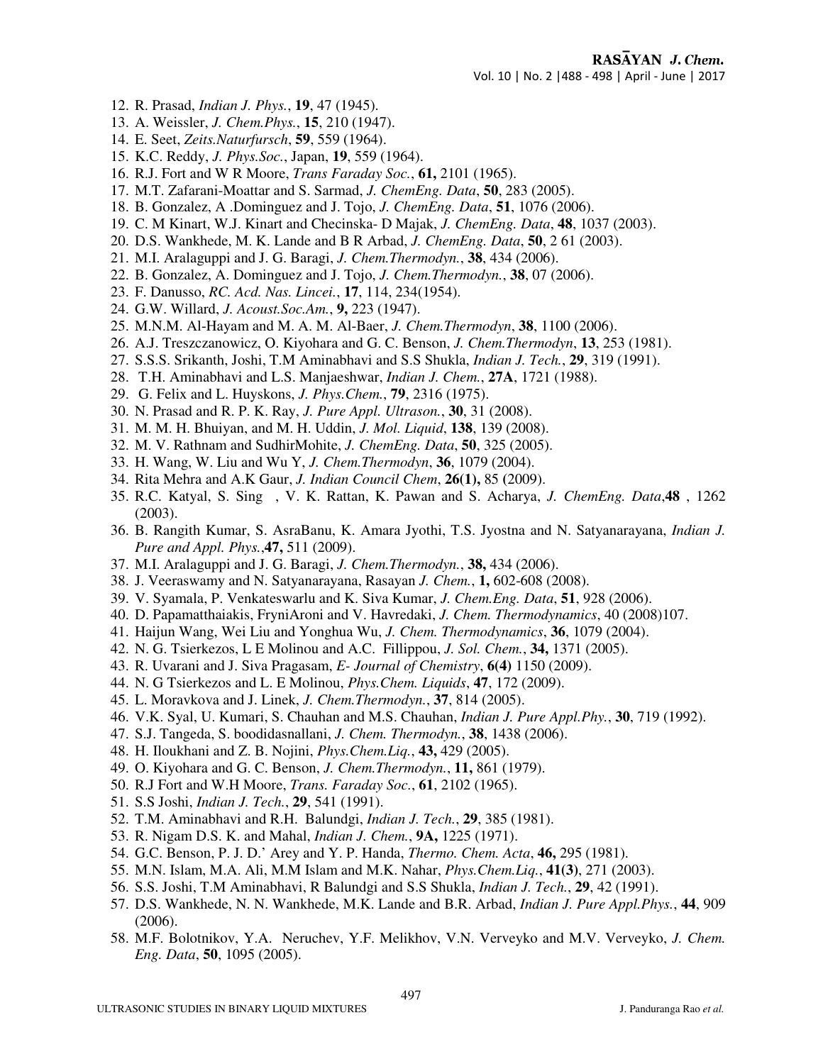12. R. Prasad, *Indian J. Phys.*, **19**, 47 (1945).
13. A. Weissler, *J. Chem.Phys.*, **15**, 210 (1947).
14. E. Seet, *Zeits.Naturfursch*, **59**, 559 (1964).
15. K.C. Reddy, *J. Phys.Soc.*, Japan, **19**, 559 (1964).
16. R.J. Fort and W R Moore, *Trans Faraday Soc.*, **61,** 2101 (1965).
17. M.T. Zafarani-Moattar and S. Sarmad, *J. ChemEng. Data*, **50**, 283 (2005).
18. B. Gonzalez, A .Dominguez and J. Tojo, *J. ChemEng. Data*, **51**, 1076 (2006).
19. C. M Kinart, W.J. Kinart and Checinska- D Majak, *J. ChemEng. Data*, **48**, 1037 (2003).
20. D.S. Wankhede, M. K. Lande and B R Arbad, *J. ChemEng. Data*, **50**, 2 61 (2003).
21. M.I. Aralaguppi and J. G. Baragi, *J. Chem.Thermodyn.*, **38**, 434 (2006).
22. B. Gonzalez, A. Dominguez and J. Tojo, *J. Chem.Thermodyn.*, **38**, 07 (2006).
23. F. Danusso, *RC. Acd. Nas. Lincei.*, **17**, 114, 234(1954).
24. G.W. Willard, *J. Acoust.Soc.Am.*, **9,** 223 (1947).
25. M.N.M. Al-Hayam and M. A. M. Al-Baer, *J. Chem.Thermodyn*, **38**, 1100 (2006).
26. A.J. Treszczanowicz, O. Kiyohara and G. C. Benson, *J. Chem.Thermodyn*, **13**, 253 (1981).
27. S.S.S. Srikanth, Joshi, T.M Aminabhavi and S.S Shukla, *Indian J. Tech.*, **29**, 319 (1991).
28. T.H. Aminabhavi and L.S. Manjaeshwar, *Indian J. Chem.*, **27A**, 1721 (1988).
29. G. Felix and L. Huyskons, *J. Phys.Chem.*, **79**, 2316 (1975).
30. N. Prasad and R. P. K. Ray, *J. Pure Appl. Ultrason.*, **30**, 31 (2008).
31. M. M. H. Bhuiyan, and M. H. Uddin, *J. Mol. Liquid*, **138**, 139 (2008).
32. M. V. Rathnam and SudhirMohite, *J. ChemEng. Data*, **50**, 325 (2005).
33. H. Wang, W. Liu and Wu Y, *J. Chem.Thermodyn*, **36**, 1079 (2004).
34. Rita Mehra and A.K Gaur, *J. Indian Council Chem*, **26(1),** 85 **(**2009).
35. R.C. Katyal, S. Sing , V. K. Rattan, K. Pawan and S. Acharya, *J. ChemEng. Data*,**48** , 1262 (2003).
36. B. Rangith Kumar, S. AsraBanu, K. Amara Jyothi, T.S. Jyostna and N. Satyanarayana, *Indian J. Pure and Appl. Phys.*,**47,** 511 (2009).
37. M.I. Aralaguppi and J. G. Baragi, *J. Chem.Thermodyn.*, **38,** 434 (2006).
38. J. Veeraswamy and N. Satyanarayana, Rasayan *J. Chem.*, **1,** 602-608 (2008).
39. V. Syamala, P. Venkateswarlu and K. Siva Kumar, *J. Chem.Eng. Data*, **51**, 928 (2006).
40. D. Papamatthaiakis, FryniAroni and V. Havredaki, *J. Chem. Thermodynamics*, 40 (2008)107.
41. Haijun Wang, Wei Liu and Yonghua Wu, *J. Chem. Thermodynamics*, **36**, 1079 (2004).
42. N. G. Tsierkezos, L E Molinou and A.C. Fillippou, *J. Sol. Chem.*, **34,** 1371 (2005).
43. R. Uvarani and J. Siva Pragasam, *E- Journal of Chemistry*, **6(4)** 1150 (2009).
44. N. G Tsierkezos and L. E Molinou, *Phys.Chem. Liquids*, **47**, 172 (2009).
45. L. Moravkova and J. Linek, *J. Chem.Thermodyn.*, **37**, 814 (2005).
46. V.K. Syal, U. Kumari, S. Chauhan and M.S. Chauhan, *Indian J. Pure Appl.Phy.*, **30**, 719 (1992).
47. S.J. Tangeda, S. boodidasnallani, *J. Chem. Thermodyn.*, **38**, 1438 (2006).
48. H. Iloukhani and Z. B. Nojini, *Phys.Chem.Liq.*, **43,** 429 (2005).
49. O. Kiyohara and G. C. Benson, *J. Chem.Thermodyn.*, **11,** 861 (1979).
50. R.J Fort and W.H Moore, *Trans. Faraday Soc.*, **61**, 2102 (1965).
51. S.S Joshi, *Indian J. Tech.*, **29**, 541 (1991).
52. T.M. Aminabhavi and R.H. Balundgi, *Indian J. Tech.*, **29**, 385 (1981).
53. R. Nigam D.S. K. and Mahal, *Indian J. Chem.*, **9A,** 1225 (1971).
54. G.C. Benson, P. J. D.' Arey and Y. P. Handa, *Thermo. Chem. Acta*, **46,** 295 (1981).
55. M.N. Islam, M.A. Ali, M.M Islam and M.K. Nahar, *Phys.Chem.Liq.*, **41(3)**, 271 (2003).
56. S.S. Joshi, T.M Aminabhavi, R Balundgi and S.S Shukla, *Indian J. Tech.*, **29**, 42 (1991).
57. D.S. Wankhede, N. N. Wankhede, M.K. Lande and B.R. Arbad, *Indian J. Pure Appl.Phys.*, **44**, 909 (2006).
58. M.F. Bolotnikov, Y.A. Neruchev, Y.F. Melikhov, V.N. Verveyko and M.V. Verveyko, *J. Chem. Eng. Data*, **50**, 1095 (2005).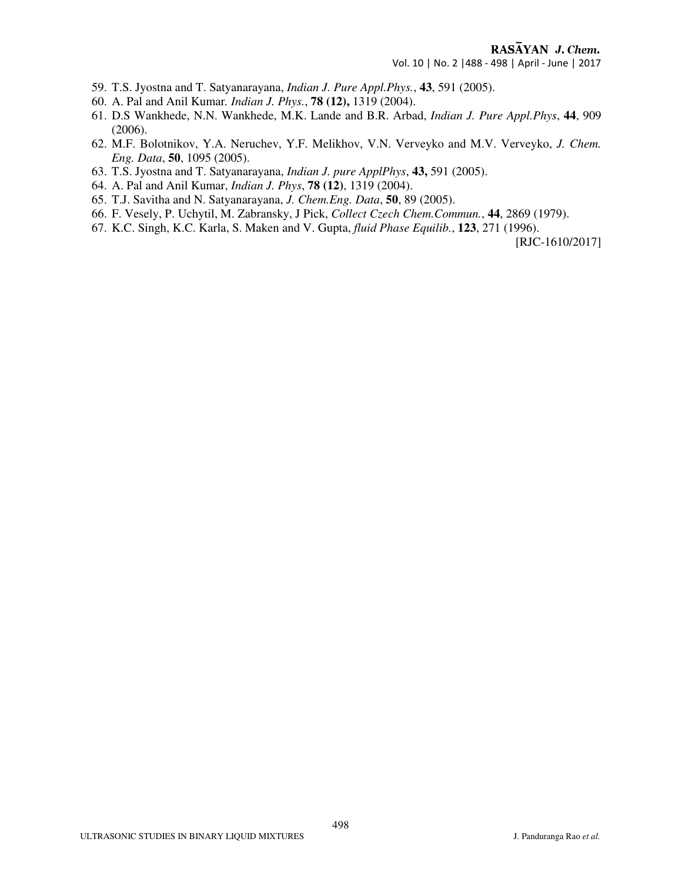59. T.S. Jyostna and T. Satyanarayana, *Indian J. Pure Appl.Phys.*, **43**, 591 (2005).
60. A. Pal and Anil Kumar. *Indian J. Phys.*, **78 (12),** 1319 (2004).
61. D.S Wankhede, N.N. Wankhede, M.K. Lande and B.R. Arbad, *Indian J. Pure Appl.Phys*, **44**, 909 (2006).
62. M.F. Bolotnikov, Y.A. Neruchev, Y.F. Melikhov, V.N. Verveyko and M.V. Verveyko, *J. Chem. Eng. Data*, **50**, 1095 (2005).
63. T.S. Jyostna and T. Satyanarayana, *Indian J. pure ApplPhys*, **43,** 591 (2005).
64. A. Pal and Anil Kumar, *Indian J. Phys*, **78 (12)**, 1319 (2004).
65. T.J. Savitha and N. Satyanarayana, *J. Chem.Eng. Data*, **50**, 89 (2005).
66. F. Vesely, P. Uchytil, M. Zabransky, J Pick, *Collect Czech Chem.Commun.*, **44**, 2869 (1979).
67. K.C. Singh, K.C. Karla, S. Maken and V. Gupta, *fluid Phase Equilib.*, **123**, 271 (1996).

[RJC-1610/2017]